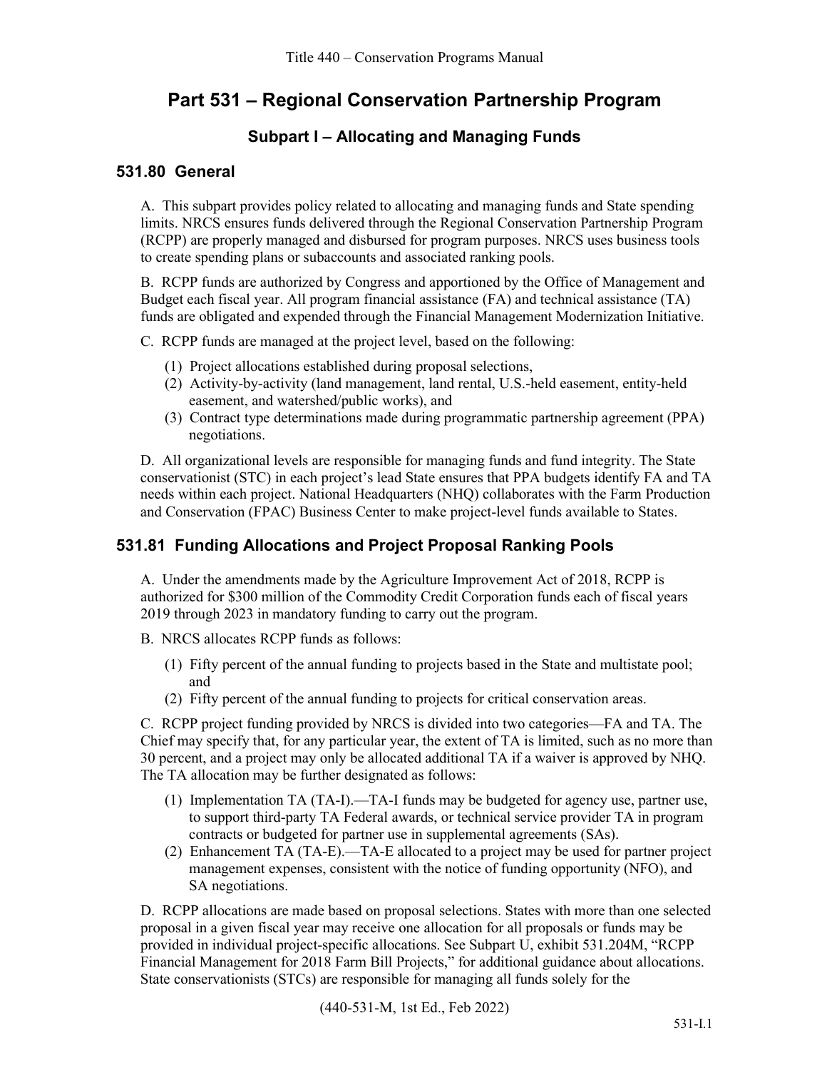# Part 531 – Regional Conservation Partnership Program

## Subpart I – Allocating and Managing Funds

### 531.80 General

A. This subpart provides policy related to allocating and managing funds and State spending limits. NRCS ensures funds delivered through the Regional Conservation Partnership Program (RCPP) are properly managed and disbursed for program purposes. NRCS uses business tools to create spending plans or subaccounts and associated ranking pools.

B. RCPP funds are authorized by Congress and apportioned by the Office of Management and Budget each fiscal year. All program financial assistance (FA) and technical assistance (TA) funds are obligated and expended through the Financial Management Modernization Initiative.

C. RCPP funds are managed at the project level, based on the following:

(1) Project allocations established during proposal selections,
(2) Activity-by-activity (land management, land rental, U.S.-held easement, entity-held easement, and watershed/public works), and
(3) Contract type determinations made during programmatic partnership agreement (PPA) negotiations.

D. All organizational levels are responsible for managing funds and fund integrity. The State conservationist (STC) in each project's lead State ensures that PPA budgets identify FA and TA needs within each project. National Headquarters (NHQ) collaborates with the Farm Production and Conservation (FPAC) Business Center to make project-level funds available to States.

### 531.81 Funding Allocations and Project Proposal Ranking Pools

A. Under the amendments made by the Agriculture Improvement Act of 2018, RCPP is authorized for $300 million of the Commodity Credit Corporation funds each of fiscal years 2019 through 2023 in mandatory funding to carry out the program.

B. NRCS allocates RCPP funds as follows:

(1) Fifty percent of the annual funding to projects based in the State and multistate pool; and
(2) Fifty percent of the annual funding to projects for critical conservation areas.

C. RCPP project funding provided by NRCS is divided into two categories—FA and TA. The Chief may specify that, for any particular year, the extent of TA is limited, such as no more than 30 percent, and a project may only be allocated additional TA if a waiver is approved by NHQ. The TA allocation may be further designated as follows:

(1) Implementation TA (TA-I).—TA-I funds may be budgeted for agency use, partner use, to support third-party TA Federal awards, or technical service provider TA in program contracts or budgeted for partner use in supplemental agreements (SAs).
(2) Enhancement TA (TA-E).—TA-E allocated to a project may be used for partner project management expenses, consistent with the notice of funding opportunity (NFO), and SA negotiations.

D. RCPP allocations are made based on proposal selections. States with more than one selected proposal in a given fiscal year may receive one allocation for all proposals or funds may be provided in individual project-specific allocations. See Subpart U, exhibit 531.204M, "RCPP Financial Management for 2018 Farm Bill Projects," for additional guidance about allocations. State conservationists (STCs) are responsible for managing all funds solely for the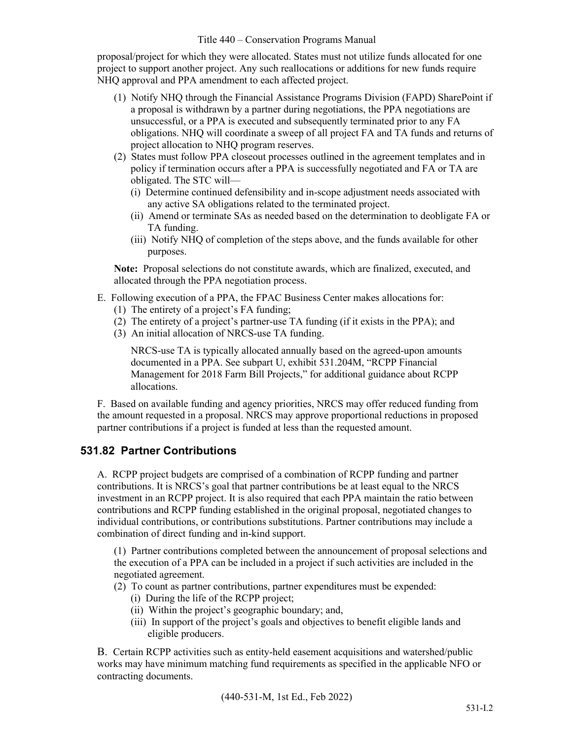proposal/project for which they were allocated. States must not utilize funds allocated for one project to support another project. Any such reallocations or additions for new funds require NHQ approval and PPA amendment to each affected project.

(1) Notify NHQ through the Financial Assistance Programs Division (FAPD) SharePoint if a proposal is withdrawn by a partner during negotiations, the PPA negotiations are unsuccessful, or a PPA is executed and subsequently terminated prior to any FA obligations. NHQ will coordinate a sweep of all project FA and TA funds and returns of project allocation to NHQ program reserves.

(2) States must follow PPA closeout processes outlined in the agreement templates and in policy if termination occurs after a PPA is successfully negotiated and FA or TA are obligated. The STC will—

   (i) Determine continued defensibility and in-scope adjustment needs associated with any active SA obligations related to the terminated project.

   (ii) Amend or terminate SAs as needed based on the determination to deobligate FA or TA funding.

   (iii) Notify NHQ of completion of the steps above, and the funds available for other purposes.

**Note:** Proposal selections do not constitute awards, which are finalized, executed, and allocated through the PPA negotiation process.

E. Following execution of a PPA, the FPAC Business Center makes allocations for:

(1) The entirety of a project's FA funding;

(2) The entirety of a project's partner-use TA funding (if it exists in the PPA); and

(3) An initial allocation of NRCS-use TA funding.

NRCS-use TA is typically allocated annually based on the agreed-upon amounts documented in a PPA. See subpart U, exhibit 531.204M, "RCPP Financial Management for 2018 Farm Bill Projects," for additional guidance about RCPP allocations.

F. Based on available funding and agency priorities, NRCS may offer reduced funding from the amount requested in a proposal. NRCS may approve proportional reductions in proposed partner contributions if a project is funded at less than the requested amount.

## 531.82 Partner Contributions

A. RCPP project budgets are comprised of a combination of RCPP funding and partner contributions. It is NRCS's goal that partner contributions be at least equal to the NRCS investment in an RCPP project. It is also required that each PPA maintain the ratio between contributions and RCPP funding established in the original proposal, negotiated changes to individual contributions, or contributions substitutions. Partner contributions may include a combination of direct funding and in-kind support.

(1) Partner contributions completed between the announcement of proposal selections and the execution of a PPA can be included in a project if such activities are included in the negotiated agreement.

(2) To count as partner contributions, partner expenditures must be expended:

   (i) During the life of the RCPP project;

   (ii) Within the project's geographic boundary; and,

   (iii) In support of the project's goals and objectives to benefit eligible lands and eligible producers.

B. Certain RCPP activities such as entity-held easement acquisitions and watershed/public works may have minimum matching fund requirements as specified in the applicable NFO or contracting documents.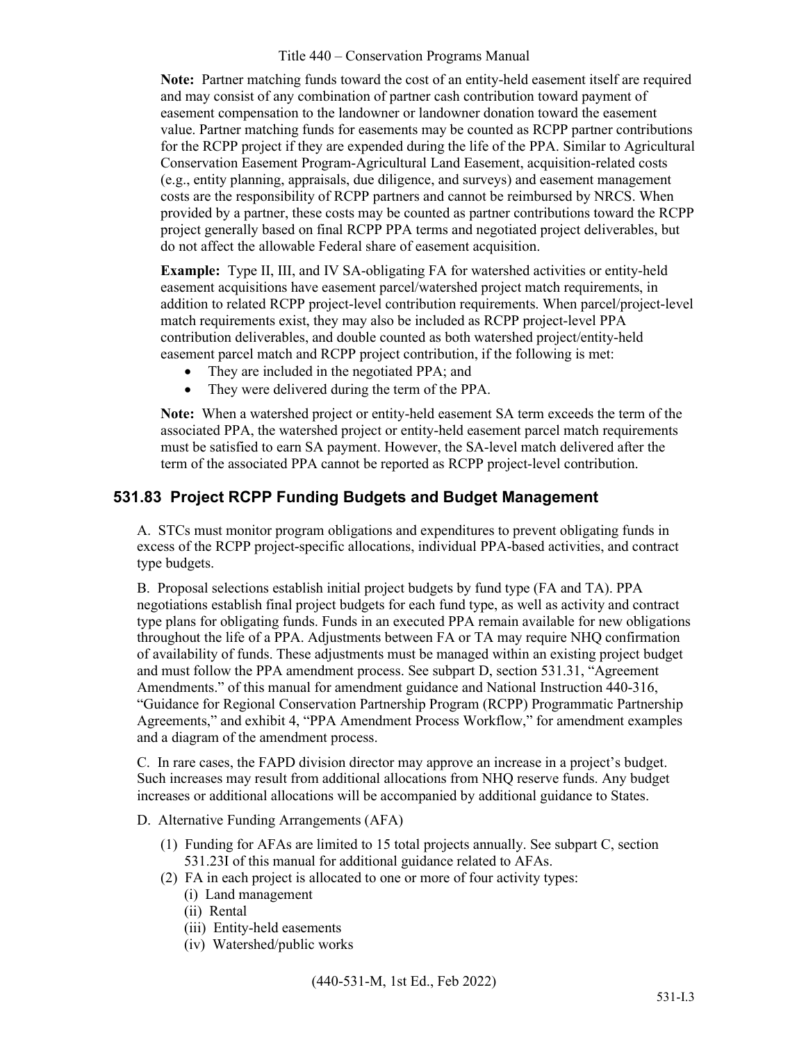**Note:** Partner matching funds toward the cost of an entity-held easement itself are required and may consist of any combination of partner cash contribution toward payment of easement compensation to the landowner or landowner donation toward the easement value. Partner matching funds for easements may be counted as RCPP partner contributions for the RCPP project if they are expended during the life of the PPA. Similar to Agricultural Conservation Easement Program-Agricultural Land Easement, acquisition-related costs (e.g., entity planning, appraisals, due diligence, and surveys) and easement management costs are the responsibility of RCPP partners and cannot be reimbursed by NRCS. When provided by a partner, these costs may be counted as partner contributions toward the RCPP project generally based on final RCPP PPA terms and negotiated project deliverables, but do not affect the allowable Federal share of easement acquisition.

**Example:** Type II, III, and IV SA-obligating FA for watershed activities or entity-held easement acquisitions have easement parcel/watershed project match requirements, in addition to related RCPP project-level contribution requirements. When parcel/project-level match requirements exist, they may also be included as RCPP project-level PPA contribution deliverables, and double counted as both watershed project/entity-held easement parcel match and RCPP project contribution, if the following is met:

- They are included in the negotiated PPA; and
- They were delivered during the term of the PPA.

**Note:** When a watershed project or entity-held easement SA term exceeds the term of the associated PPA, the watershed project or entity-held easement parcel match requirements must be satisfied to earn SA payment. However, the SA-level match delivered after the term of the associated PPA cannot be reported as RCPP project-level contribution.

## 531.83 Project RCPP Funding Budgets and Budget Management

A. STCs must monitor program obligations and expenditures to prevent obligating funds in excess of the RCPP project-specific allocations, individual PPA-based activities, and contract type budgets.

B. Proposal selections establish initial project budgets by fund type (FA and TA). PPA negotiations establish final project budgets for each fund type, as well as activity and contract type plans for obligating funds. Funds in an executed PPA remain available for new obligations throughout the life of a PPA. Adjustments between FA or TA may require NHQ confirmation of availability of funds. These adjustments must be managed within an existing project budget and must follow the PPA amendment process. See subpart D, section 531.31, "Agreement Amendments." of this manual for amendment guidance and National Instruction 440-316, "Guidance for Regional Conservation Partnership Program (RCPP) Programmatic Partnership Agreements," and exhibit 4, "PPA Amendment Process Workflow," for amendment examples and a diagram of the amendment process.

C. In rare cases, the FAPD division director may approve an increase in a project's budget. Such increases may result from additional allocations from NHQ reserve funds. Any budget increases or additional allocations will be accompanied by additional guidance to States.

D. Alternative Funding Arrangements (AFA)

(1) Funding for AFAs are limited to 15 total projects annually. See subpart C, section 531.23I of this manual for additional guidance related to AFAs.

(2) FA in each project is allocated to one or more of four activity types:

(i) Land management

(ii) Rental

(iii) Entity-held easements

(iv) Watershed/public works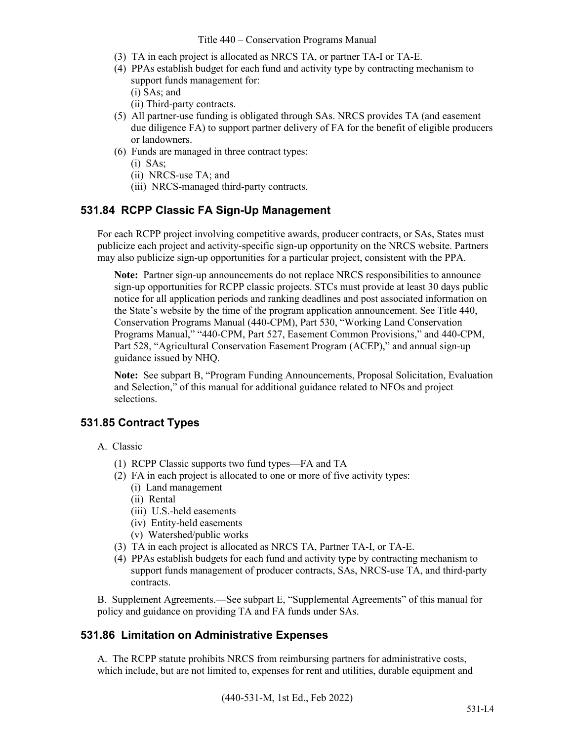(3) TA in each project is allocated as NRCS TA, or partner TA-I or TA-E.

(4) PPAs establish budget for each fund and activity type by contracting mechanism to support funds management for:

  (i) SAs; and

  (ii) Third-party contracts.

(5) All partner-use funding is obligated through SAs. NRCS provides TA (and easement due diligence FA) to support partner delivery of FA for the benefit of eligible producers or landowners.

(6) Funds are managed in three contract types:

  (i) SAs;

  (ii) NRCS-use TA; and

  (iii) NRCS-managed third-party contracts.

## 531.84 RCPP Classic FA Sign-Up Management

For each RCPP project involving competitive awards, producer contracts, or SAs, States must publicize each project and activity-specific sign-up opportunity on the NRCS website. Partners may also publicize sign-up opportunities for a particular project, consistent with the PPA.

**Note:** Partner sign-up announcements do not replace NRCS responsibilities to announce sign-up opportunities for RCPP classic projects. STCs must provide at least 30 days public notice for all application periods and ranking deadlines and post associated information on the State's website by the time of the program application announcement. See Title 440, Conservation Programs Manual (440-CPM), Part 530, "Working Land Conservation Programs Manual," "440-CPM, Part 527, Easement Common Provisions," and 440-CPM, Part 528, "Agricultural Conservation Easement Program (ACEP)," and annual sign-up guidance issued by NHQ.

**Note:** See subpart B, "Program Funding Announcements, Proposal Solicitation, Evaluation and Selection," of this manual for additional guidance related to NFOs and project selections.

## 531.85 Contract Types

A. Classic

(1) RCPP Classic supports two fund types—FA and TA

(2) FA in each project is allocated to one or more of five activity types:

  (i) Land management

  (ii) Rental

  (iii) U.S.-held easements

  (iv) Entity-held easements

  (v) Watershed/public works

(3) TA in each project is allocated as NRCS TA, Partner TA-I, or TA-E.

(4) PPAs establish budgets for each fund and activity type by contracting mechanism to support funds management of producer contracts, SAs, NRCS-use TA, and third-party contracts.

B. Supplement Agreements.—See subpart E, "Supplemental Agreements" of this manual for policy and guidance on providing TA and FA funds under SAs.

## 531.86 Limitation on Administrative Expenses

A. The RCPP statute prohibits NRCS from reimbursing partners for administrative costs, which include, but are not limited to, expenses for rent and utilities, durable equipment and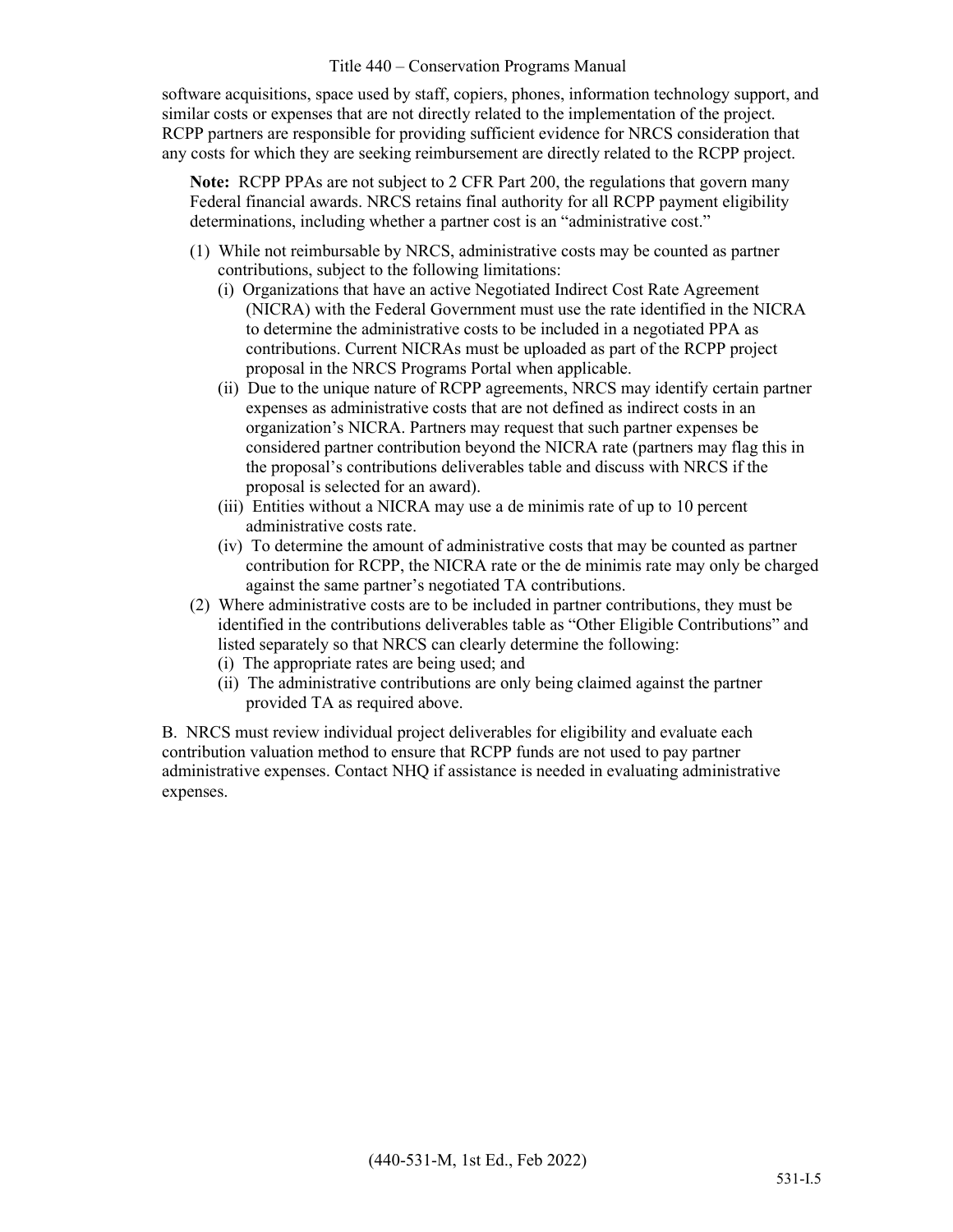software acquisitions, space used by staff, copiers, phones, information technology support, and similar costs or expenses that are not directly related to the implementation of the project. RCPP partners are responsible for providing sufficient evidence for NRCS consideration that any costs for which they are seeking reimbursement are directly related to the RCPP project.

> **Note:** RCPP PPAs are not subject to 2 CFR Part 200, the regulations that govern many Federal financial awards. NRCS retains final authority for all RCPP payment eligibility determinations, including whether a partner cost is an "administrative cost."

(1) While not reimbursable by NRCS, administrative costs may be counted as partner contributions, subject to the following limitations:

- (i) Organizations that have an active Negotiated Indirect Cost Rate Agreement (NICRA) with the Federal Government must use the rate identified in the NICRA to determine the administrative costs to be included in a negotiated PPA as contributions. Current NICRAs must be uploaded as part of the RCPP project proposal in the NRCS Programs Portal when applicable.
- (ii) Due to the unique nature of RCPP agreements, NRCS may identify certain partner expenses as administrative costs that are not defined as indirect costs in an organization's NICRA. Partners may request that such partner expenses be considered partner contribution beyond the NICRA rate (partners may flag this in the proposal's contributions deliverables table and discuss with NRCS if the proposal is selected for an award).
- (iii) Entities without a NICRA may use a de minimis rate of up to 10 percent administrative costs rate.
- (iv) To determine the amount of administrative costs that may be counted as partner contribution for RCPP, the NICRA rate or the de minimis rate may only be charged against the same partner's negotiated TA contributions.

(2) Where administrative costs are to be included in partner contributions, they must be identified in the contributions deliverables table as "Other Eligible Contributions" and listed separately so that NRCS can clearly determine the following:

- (i) The appropriate rates are being used; and
- (ii) The administrative contributions are only being claimed against the partner provided TA as required above.

B. NRCS must review individual project deliverables for eligibility and evaluate each contribution valuation method to ensure that RCPP funds are not used to pay partner administrative expenses. Contact NHQ if assistance is needed in evaluating administrative expenses.